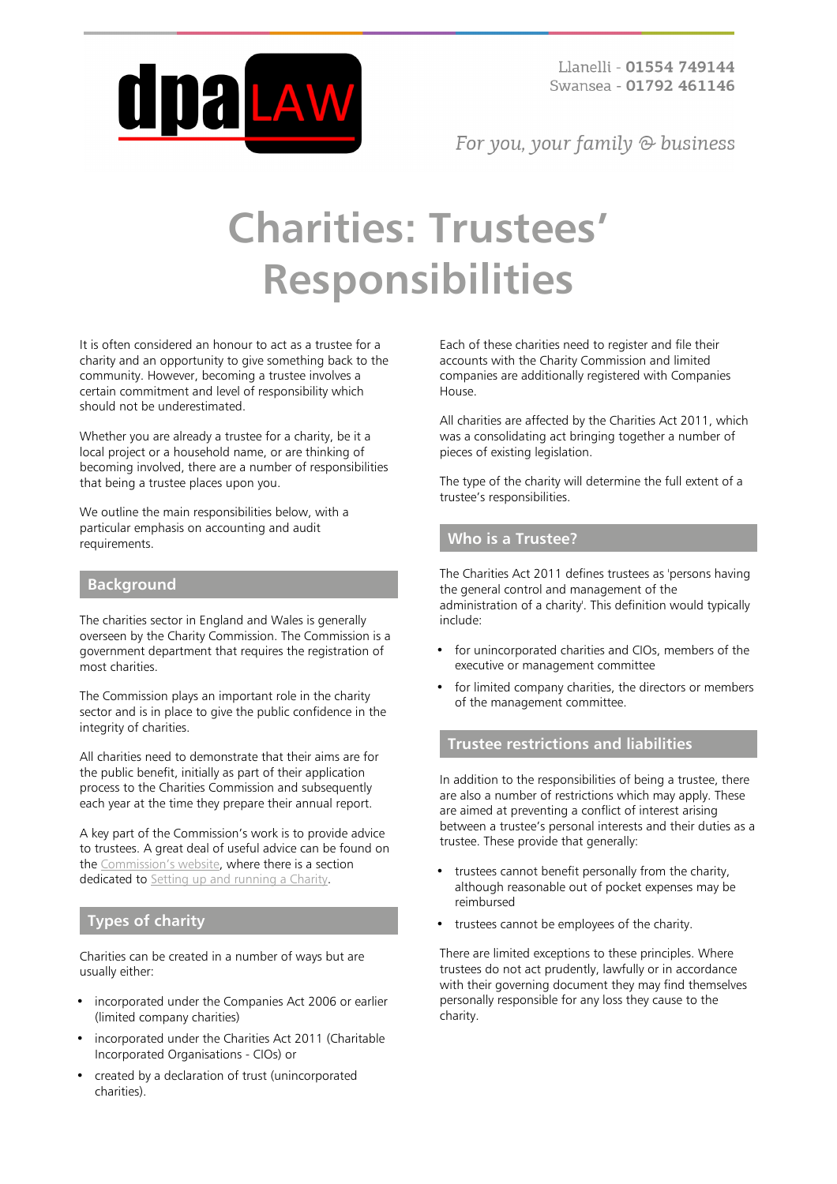# Charities: Trustees' Responsibilities

It is often considered an honour to act as a trustee for a charity and an opportunity to give something back to the community. However, becoming a trustee involves a certain commitment and level of responsibility which should not be underestimated.

Whether you are already a trustee for a charity, be it a local project or a household name, or are thinking of becoming involved, there are a number of responsibilities that being a trustee places upon you.

We outline the main responsibilities below, with a particular emphasis on accounting and audit requirements.

## Background

The charities sector in England and Wales is generally overseen by the Charity Commission. The Commission is a government department that requires the registration of most charities.

The Commission plays an important role in the charity sector and is in place to give the public confidence in the integrity of charities.

All charities need to demonstrate that their aims are for the public benefit, initially as part of their application process to the Charities Commission and subsequently each year at the time they prepare their annual report.

A key part of the Commission's work is to provide advice to trustees. A great deal of useful advice can be found on the Commission's website, where there is a section dedicated to Setting up and running a Charity.

## Types of charity

Charities can be created in a number of ways but are usually either:

- incorporated under the Companies Act 2006 or earlier (limited company charities)
- incorporated under the Charities Act 2011 (Charitable Incorporated Organisations - CIOs) or
- created by a declaration of trust (unincorporated charities).

Each of these charities need to register and file their accounts with the Charity Commission and limited companies are additionally registered with Companies House.

All charities are affected by the Charities Act 2011, which was a consolidating act bringing together a number of pieces of existing legislation.

The type of the charity will determine the full extent of a trustee's responsibilities.

## Who is a Trustee?

The Charities Act 2011 defines trustees as 'persons having the general control and management of the administration of a charity'. This definition would typically include:

- for unincorporated charities and CIOs, members of the executive or management committee
- for limited company charities, the directors or members of the management committee.

## Trustee restrictions and liabilities

In addition to the responsibilities of being a trustee, there are also a number of restrictions which may apply. These are aimed at preventing a conflict of interest arising between a trustee's personal interests and their duties as a trustee. These provide that generally:

- trustees cannot benefit personally from the charity, although reasonable out of pocket expenses may be reimbursed
- trustees cannot be employees of the charity.

There are limited exceptions to these principles. Where trustees do not act prudently, lawfully or in accordance with their governing document they may find themselves personally responsible for any loss they cause to the charity.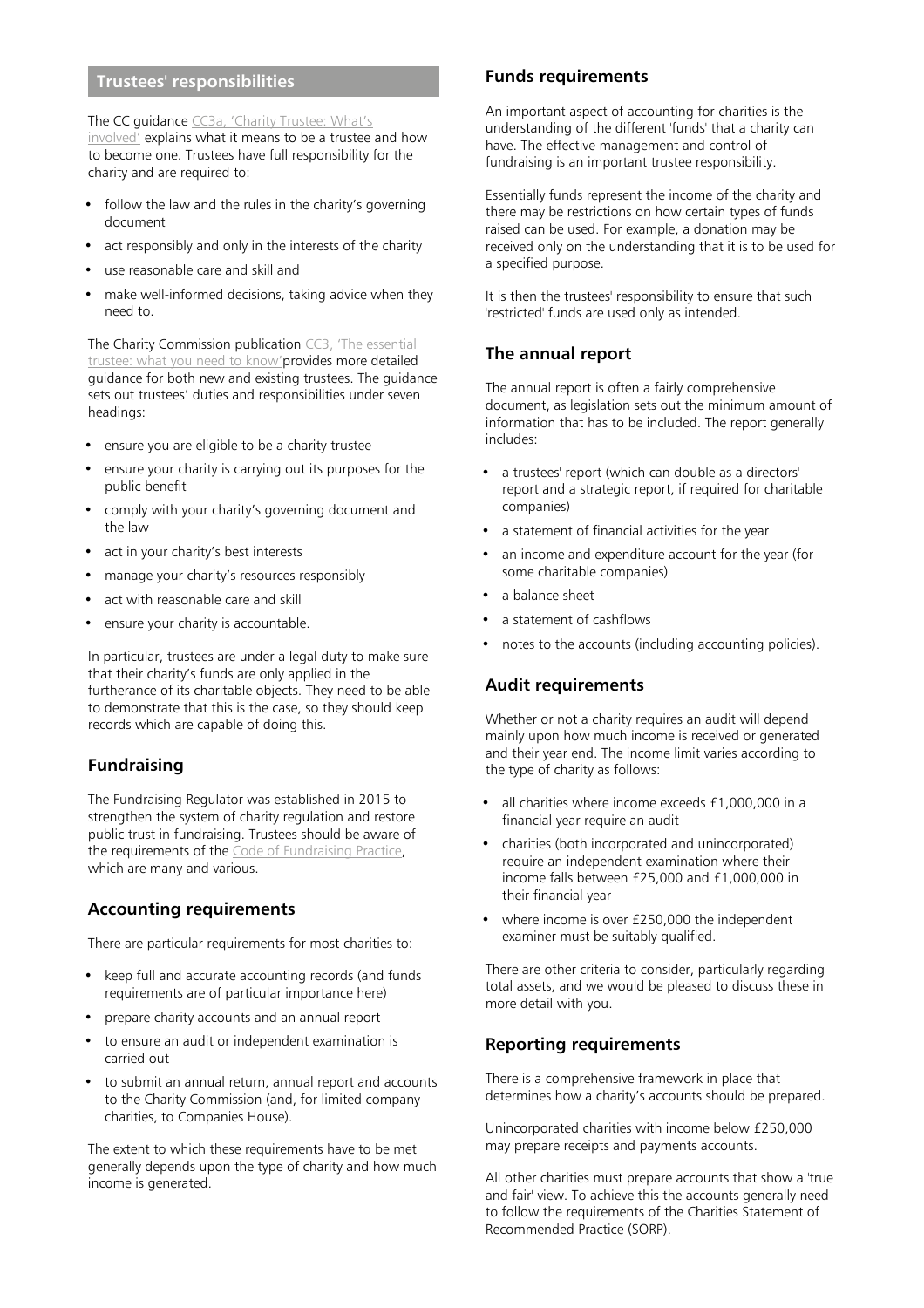## Trustees' responsibilities

The CC guidance CC3a, 'Charity Trustee: What's involved' explains what it means to be a trustee and how to become one. Trustees have full responsibility for the charity and are required to:

- follow the law and the rules in the charity's governing document
- act responsibly and only in the interests of the charity
- use reasonable care and skill and
- make well-informed decisions, taking advice when they need to.

The Charity Commission publication CC3, 'The essential trustee: what you need to know'provides more detailed guidance for both new and existing trustees. The guidance sets out trustees' duties and responsibilities under seven headings:

- ensure you are eligible to be a charity trustee
- ensure your charity is carrying out its purposes for the public benefit
- comply with your charity's governing document and the law
- act in your charity's best interests
- manage your charity's resources responsibly
- act with reasonable care and skill
- ensure your charity is accountable.

In particular, trustees are under a legal duty to make sure that their charity's funds are only applied in the furtherance of its charitable objects. They need to be able to demonstrate that this is the case, so they should keep records which are capable of doing this.

### Fundraising

The Fundraising Regulator was established in 2015 to strengthen the system of charity regulation and restore public trust in fundraising. Trustees should be aware of the requirements of the Code of Fundraising Practice, which are many and various.

### Accounting requirements

There are particular requirements for most charities to:

- keep full and accurate accounting records (and funds requirements are of particular importance here)
- prepare charity accounts and an annual report
- to ensure an audit or independent examination is carried out
- to submit an annual return, annual report and accounts to the Charity Commission (and, for limited company charities, to Companies House).

The extent to which these requirements have to be met generally depends upon the type of charity and how much income is generated.

### Funds requirements

An important aspect of accounting for charities is the understanding of the different 'funds' that a charity can have. The effective management and control of fundraising is an important trustee responsibility.

Essentially funds represent the income of the charity and there may be restrictions on how certain types of funds raised can be used. For example, a donation may be received only on the understanding that it is to be used for a specified purpose.

It is then the trustees' responsibility to ensure that such 'restricted' funds are used only as intended.

### The annual report

The annual report is often a fairly comprehensive document, as legislation sets out the minimum amount of information that has to be included. The report generally includes:

- a trustees' report (which can double as a directors' report and a strategic report, if required for charitable companies)
- a statement of financial activities for the year
- an income and expenditure account for the year (for some charitable companies)
- a balance sheet
- a statement of cashflows
- notes to the accounts (including accounting policies).

### Audit requirements

Whether or not a charity requires an audit will depend mainly upon how much income is received or generated and their year end. The income limit varies according to the type of charity as follows:

- all charities where income exceeds £1,000,000 in a financial year require an audit
- charities (both incorporated and unincorporated) require an independent examination where their income falls between £25,000 and £1,000,000 in their financial year
- where income is over £250,000 the independent examiner must be suitably qualified.

There are other criteria to consider, particularly regarding total assets, and we would be pleased to discuss these in more detail with you.

### Reporting requirements

There is a comprehensive framework in place that determines how a charity's accounts should be prepared.

Unincorporated charities with income below £250,000 may prepare receipts and payments accounts.

All other charities must prepare accounts that show a 'true and fair' view. To achieve this the accounts generally need to follow the requirements of the Charities Statement of Recommended Practice (SORP).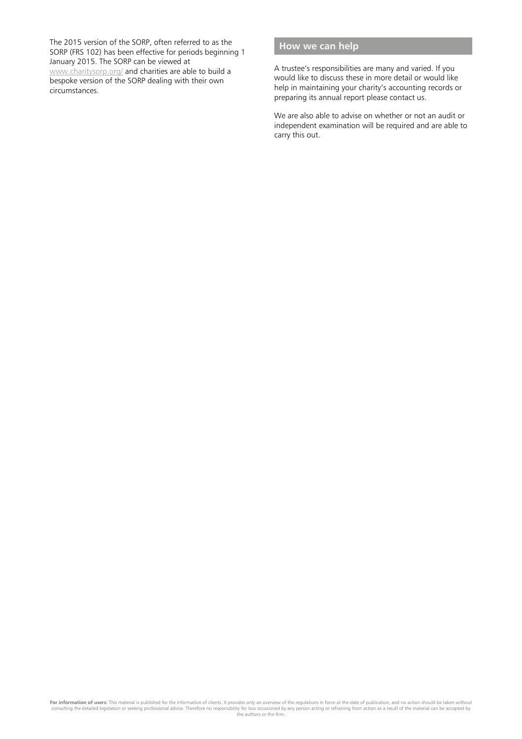The 2015 version of the SORP, often referred to as the SORP (FRS 102) has been effective for periods beginning 1 January 2015. The SORP can be viewed at www.charitysorp.org/ and charities are able to build a bespoke version of the SORP dealing with their own circumstances.

## How we can help

A trustee's responsibilities are many and varied. If you would like to discuss these in more detail or would like help in maintaining your charity's accounting records or preparing its annual report please contact us.

We are also able to advise on whether or not an audit or independent examination will be required and are able to carry this out.

**For information of users:** This material is published for the information of clients. It provides only an overview of the regulations in force at the date of publication, and no action should be taken without consulting the detailed legislation or seeking professional advice. Therefore no responsibility for loss occasioned by any person acting or refraining from action as a result of the material can be accepted by the authors or the firm.